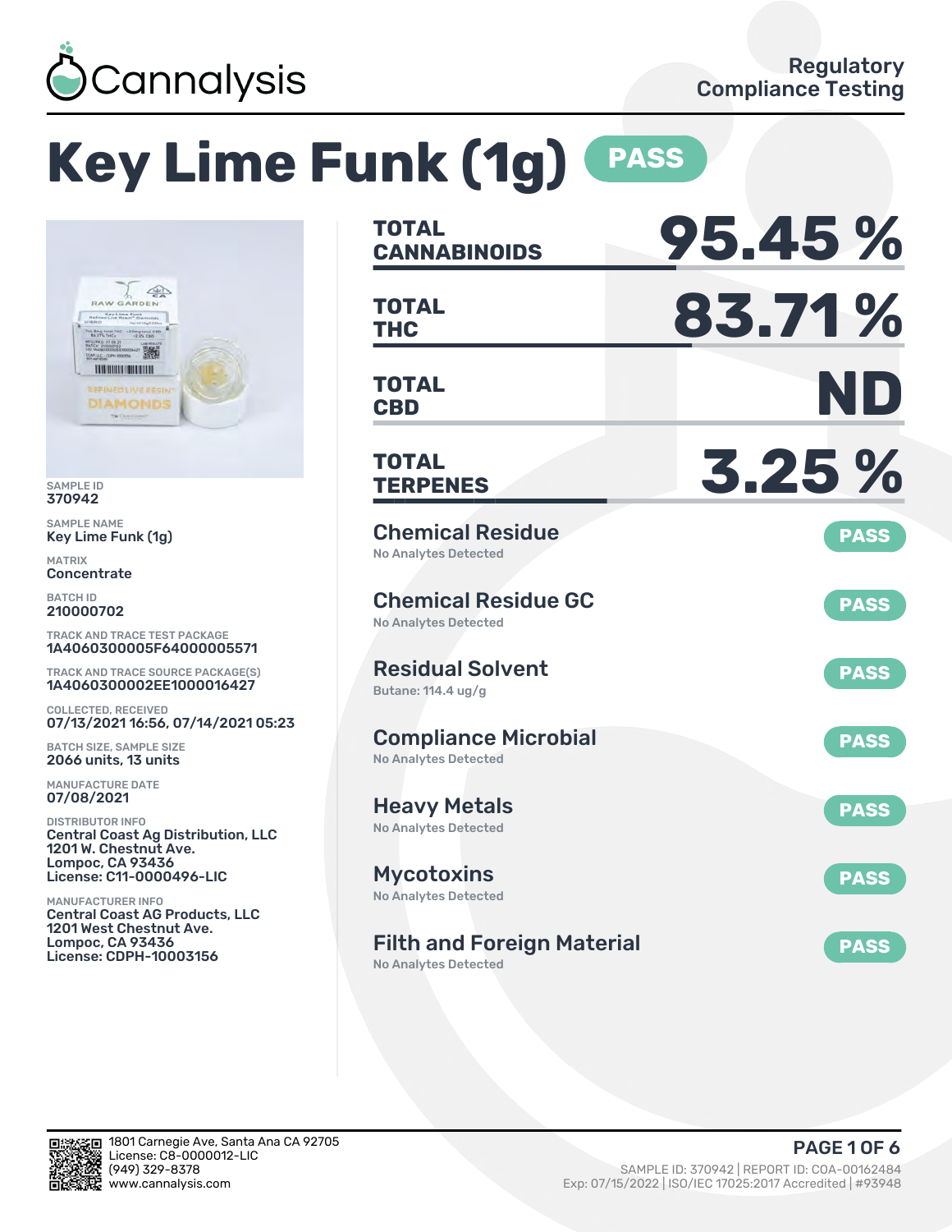Cannalysis

Regulatory Compliance Testing

# Key Lime Funk (1g) PASS

SAMPLE ID
370942

SAMPLE NAME
Key Lime Funk (1g)

MATRIX
Concentrate

BATCH ID
210000702

TRACK AND TRACE TEST PACKAGE
1A4060300005F64000005571

TRACK AND TRACE SOURCE PACKAGE(S)
1A4060300002EE1000016427

COLLECTED, RECEIVED
07/13/2021 16:56, 07/14/2021 05:23

BATCH SIZE, SAMPLE SIZE
2066 units, 13 units

MANUFACTURE DATE
07/08/2021

DISTRIBUTOR INFO
Central Coast Ag Distribution, LLC
1201 W. Chestnut Ave.
Lompoc, CA 93436
License: C11-0000496-LIC

MANUFACTURER INFO
Central Coast AG Products, LLC
1201 West Chestnut Ave.
Lompoc, CA 93436
License: CDPH-10003156

| | |
|---|---|
| **TOTAL CANNABINOIDS** | **95.45 %** |
| **TOTAL THC** | **83.71 %** |
| **TOTAL CBD** | **ND** |
| **TOTAL TERPENES** | **3.25 %** |

| Test | Result |
|---|---|
| **Chemical Residue** — No Analytes Detected | PASS |
| **Chemical Residue GC** — No Analytes Detected | PASS |
| **Residual Solvent** — Butane: 114.4 ug/g | PASS |
| **Compliance Microbial** — No Analytes Detected | PASS |
| **Heavy Metals** — No Analytes Detected | PASS |
| **Mycotoxins** — No Analytes Detected | PASS |
| **Filth and Foreign Material** — No Analytes Detected | PASS |

1801 Carnegie Ave, Santa Ana CA 92705
License: C8-0000012-LIC
(949) 329-8378
www.cannalysis.com

SAMPLE ID: 370942 | REPORT ID: COA-00162484
Exp: 07/15/2022 | ISO/IEC 17025:2017 Accredited | #93948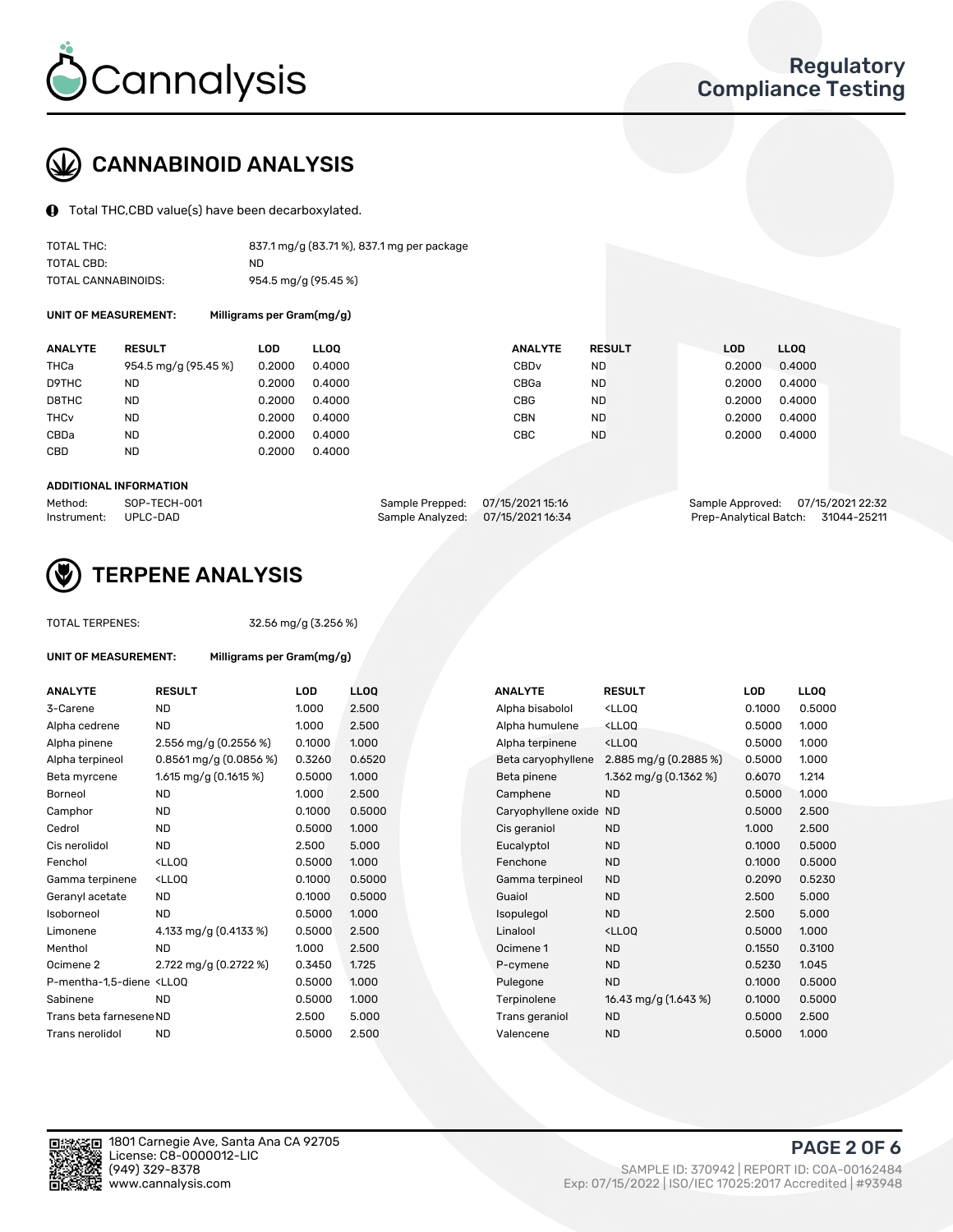# CANNABINOID ANALYSIS

Total THC,CBD value(s) have been decarboxylated.

| | |
|---|---|
| TOTAL THC: | 837.1 mg/g (83.71 %), 837.1 mg per package |
| TOTAL CBD: | ND |
| TOTAL CANNABINOIDS: | 954.5 mg/g (95.45 %) |

**UNIT OF MEASUREMENT:** Milligrams per Gram(mg/g)

| ANALYTE | RESULT | LOD | LLOQ | ANALYTE | RESULT | LOD | LLOQ |
|---|---|---|---|---|---|---|---|
| THCa | 954.5 mg/g (95.45 %) | 0.2000 | 0.4000 | CBDv | ND | 0.2000 | 0.4000 |
| D9THC | ND | 0.2000 | 0.4000 | CBGa | ND | 0.2000 | 0.4000 |
| D8THC | ND | 0.2000 | 0.4000 | CBG | ND | 0.2000 | 0.4000 |
| THCv | ND | 0.2000 | 0.4000 | CBN | ND | 0.2000 | 0.4000 |
| CBDa | ND | 0.2000 | 0.4000 | CBC | ND | 0.2000 | 0.4000 |
| CBD | ND | 0.2000 | 0.4000 | | | | |

**ADDITIONAL INFORMATION**

| | | | | | |
|---|---|---|---|---|---|
| Method: | SOP-TECH-001 | Sample Prepped: | 07/15/2021 15:16 | Sample Approved: | 07/15/2021 22:32 |
| Instrument: | UPLC-DAD | Sample Analyzed: | 07/15/2021 16:34 | Prep-Analytical Batch: | 31044-25211 |

# TERPENE ANALYSIS

TOTAL TERPENES: 32.56 mg/g (3.256 %)

**UNIT OF MEASUREMENT:** Milligrams per Gram(mg/g)

| ANALYTE | RESULT | LOD | LLOQ | ANALYTE | RESULT | LOD | LLOQ |
|---|---|---|---|---|---|---|---|
| 3-Carene | ND | 1.000 | 2.500 | Alpha bisabolol | <LLOQ | 0.1000 | 0.5000 |
| Alpha cedrene | ND | 1.000 | 2.500 | Alpha humulene | <LLOQ | 0.5000 | 1.000 |
| Alpha pinene | 2.556 mg/g (0.2556 %) | 0.1000 | 1.000 | Alpha terpinene | <LLOQ | 0.5000 | 1.000 |
| Alpha terpineol | 0.8561 mg/g (0.0856 %) | 0.3260 | 0.6520 | Beta caryophyllene | 2.885 mg/g (0.2885 %) | 0.5000 | 1.000 |
| Beta myrcene | 1.615 mg/g (0.1615 %) | 0.5000 | 1.000 | Beta pinene | 1.362 mg/g (0.1362 %) | 0.6070 | 1.214 |
| Borneol | ND | 1.000 | 2.500 | Camphene | ND | 0.5000 | 1.000 |
| Camphor | ND | 0.1000 | 0.5000 | Caryophyllene oxide | ND | 0.5000 | 2.500 |
| Cedrol | ND | 0.5000 | 1.000 | Cis geraniol | ND | 1.000 | 2.500 |
| Cis nerolidol | ND | 2.500 | 5.000 | Eucalyptol | ND | 0.1000 | 0.5000 |
| Fenchol | <LLOQ | 0.5000 | 1.000 | Fenchone | ND | 0.1000 | 0.5000 |
| Gamma terpinene | <LLOQ | 0.1000 | 0.5000 | Gamma terpineol | ND | 0.2090 | 0.5230 |
| Geranyl acetate | ND | 0.1000 | 0.5000 | Guaiol | ND | 2.500 | 5.000 |
| Isoborneol | ND | 0.5000 | 1.000 | Isopulegol | ND | 2.500 | 5.000 |
| Limonene | 4.133 mg/g (0.4133 %) | 0.5000 | 2.500 | Linalool | <LLOQ | 0.5000 | 1.000 |
| Menthol | ND | 1.000 | 2.500 | Ocimene 1 | ND | 0.1550 | 0.3100 |
| Ocimene 2 | 2.722 mg/g (0.2722 %) | 0.3450 | 1.725 | P-cymene | ND | 0.5230 | 1.045 |
| P-mentha-1,5-diene | <LLOQ | 0.5000 | 1.000 | Pulegone | ND | 0.1000 | 0.5000 |
| Sabinene | ND | 0.5000 | 1.000 | Terpinolene | 16.43 mg/g (1.643 %) | 0.1000 | 0.5000 |
| Trans beta farnesene | ND | 2.500 | 5.000 | Trans geraniol | ND | 0.5000 | 2.500 |
| Trans nerolidol | ND | 0.5000 | 2.500 | Valencene | ND | 0.5000 | 1.000 |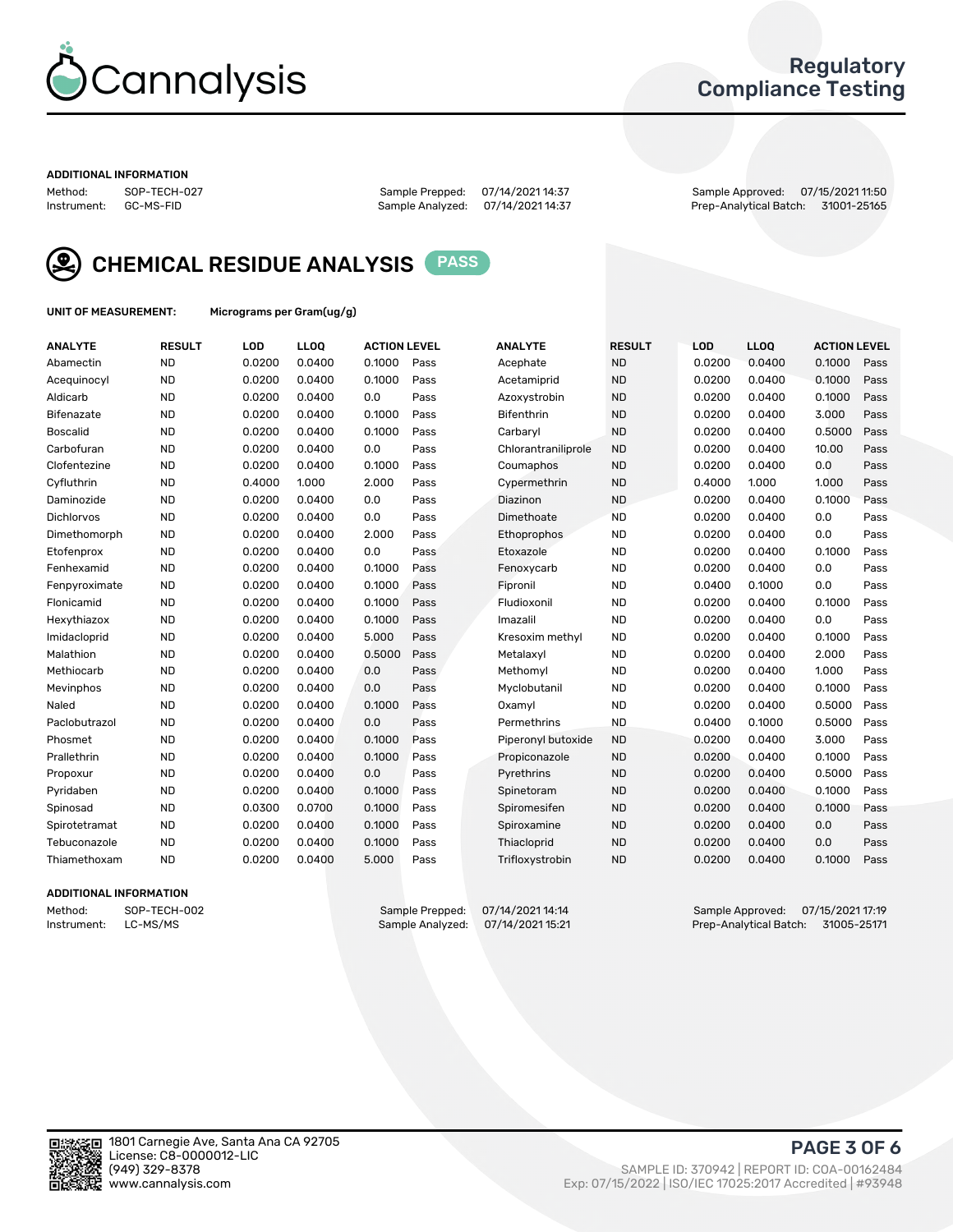Cannalysis

Regulatory Compliance Testing

### ADDITIONAL INFORMATION

Method: SOP-TECH-027
Instrument: GC-MS-FID

Sample Prepped: 07/14/2021 14:37
Sample Analyzed: 07/14/2021 14:37

Sample Approved: 07/15/2021 11:50
Prep-Analytical Batch: 31001-25165

## CHEMICAL RESIDUE ANALYSIS PASS

**UNIT OF MEASUREMENT:** Micrograms per Gram(ug/g)

| ANALYTE | RESULT | LOD | LLOQ | ACTION LEVEL | | ANALYTE | RESULT | LOD | LLOQ | ACTION LEVEL | |
|---|---|---|---|---|---|---|---|---|---|---|---|
| Abamectin | ND | 0.0200 | 0.0400 | 0.1000 | Pass | Acephate | ND | 0.0200 | 0.0400 | 0.1000 | Pass |
| Acequinocyl | ND | 0.0200 | 0.0400 | 0.1000 | Pass | Acetamiprid | ND | 0.0200 | 0.0400 | 0.1000 | Pass |
| Aldicarb | ND | 0.0200 | 0.0400 | 0.0 | Pass | Azoxystrobin | ND | 0.0200 | 0.0400 | 0.1000 | Pass |
| Bifenazate | ND | 0.0200 | 0.0400 | 0.1000 | Pass | Bifenthrin | ND | 0.0200 | 0.0400 | 3.000 | Pass |
| Boscalid | ND | 0.0200 | 0.0400 | 0.1000 | Pass | Carbaryl | ND | 0.0200 | 0.0400 | 0.5000 | Pass |
| Carbofuran | ND | 0.0200 | 0.0400 | 0.0 | Pass | Chlorantraniliprole | ND | 0.0200 | 0.0400 | 10.00 | Pass |
| Clofentezine | ND | 0.0200 | 0.0400 | 0.1000 | Pass | Coumaphos | ND | 0.0200 | 0.0400 | 0.0 | Pass |
| Cyfluthrin | ND | 0.4000 | 1.000 | 2.000 | Pass | Cypermethrin | ND | 0.4000 | 1.000 | 1.000 | Pass |
| Daminozide | ND | 0.0200 | 0.0400 | 0.0 | Pass | Diazinon | ND | 0.0200 | 0.0400 | 0.1000 | Pass |
| Dichlorvos | ND | 0.0200 | 0.0400 | 0.0 | Pass | Dimethoate | ND | 0.0200 | 0.0400 | 0.0 | Pass |
| Dimethomorph | ND | 0.0200 | 0.0400 | 2.000 | Pass | Ethoprophos | ND | 0.0200 | 0.0400 | 0.0 | Pass |
| Etofenprox | ND | 0.0200 | 0.0400 | 0.0 | Pass | Etoxazole | ND | 0.0200 | 0.0400 | 0.1000 | Pass |
| Fenhexamid | ND | 0.0200 | 0.0400 | 0.1000 | Pass | Fenoxycarb | ND | 0.0200 | 0.0400 | 0.0 | Pass |
| Fenpyroximate | ND | 0.0200 | 0.0400 | 0.1000 | Pass | Fipronil | ND | 0.0400 | 0.1000 | 0.0 | Pass |
| Flonicamid | ND | 0.0200 | 0.0400 | 0.1000 | Pass | Fludioxonil | ND | 0.0200 | 0.0400 | 0.1000 | Pass |
| Hexythiazox | ND | 0.0200 | 0.0400 | 0.1000 | Pass | Imazalil | ND | 0.0200 | 0.0400 | 0.0 | Pass |
| Imidacloprid | ND | 0.0200 | 0.0400 | 5.000 | Pass | Kresoxim methyl | ND | 0.0200 | 0.0400 | 0.1000 | Pass |
| Malathion | ND | 0.0200 | 0.0400 | 0.5000 | Pass | Metalaxyl | ND | 0.0200 | 0.0400 | 2.000 | Pass |
| Methiocarb | ND | 0.0200 | 0.0400 | 0.0 | Pass | Methomyl | ND | 0.0200 | 0.0400 | 1.000 | Pass |
| Mevinphos | ND | 0.0200 | 0.0400 | 0.0 | Pass | Myclobutanil | ND | 0.0200 | 0.0400 | 0.1000 | Pass |
| Naled | ND | 0.0200 | 0.0400 | 0.1000 | Pass | Oxamyl | ND | 0.0200 | 0.0400 | 0.5000 | Pass |
| Paclobutrazol | ND | 0.0200 | 0.0400 | 0.0 | Pass | Permethrins | ND | 0.0400 | 0.1000 | 0.5000 | Pass |
| Phosmet | ND | 0.0200 | 0.0400 | 0.1000 | Pass | Piperonyl butoxide | ND | 0.0200 | 0.0400 | 3.000 | Pass |
| Prallethrin | ND | 0.0200 | 0.0400 | 0.1000 | Pass | Propiconazole | ND | 0.0200 | 0.0400 | 0.1000 | Pass |
| Propoxur | ND | 0.0200 | 0.0400 | 0.0 | Pass | Pyrethrins | ND | 0.0200 | 0.0400 | 0.5000 | Pass |
| Pyridaben | ND | 0.0200 | 0.0400 | 0.1000 | Pass | Spinetoram | ND | 0.0200 | 0.0400 | 0.1000 | Pass |
| Spinosad | ND | 0.0300 | 0.0700 | 0.1000 | Pass | Spiromesifen | ND | 0.0200 | 0.0400 | 0.1000 | Pass |
| Spirotetramat | ND | 0.0200 | 0.0400 | 0.1000 | Pass | Spiroxamine | ND | 0.0200 | 0.0400 | 0.0 | Pass |
| Tebuconazole | ND | 0.0200 | 0.0400 | 0.1000 | Pass | Thiacloprid | ND | 0.0200 | 0.0400 | 0.0 | Pass |
| Thiamethoxam | ND | 0.0200 | 0.0400 | 5.000 | Pass | Trifloxystrobin | ND | 0.0200 | 0.0400 | 0.1000 | Pass |

### ADDITIONAL INFORMATION

Method: SOP-TECH-002
Instrument: LC-MS/MS

Sample Prepped: 07/14/2021 14:14
Sample Analyzed: 07/14/2021 15:21

Sample Approved: 07/15/2021 17:19
Prep-Analytical Batch: 31005-25171

1801 Carnegie Ave, Santa Ana CA 92705
License: C8-0000012-LIC
(949) 329-8378
www.cannalysis.com

SAMPLE ID: 370942 | REPORT ID: COA-00162484
Exp: 07/15/2022 | ISO/IEC 17025:2017 Accredited | #93948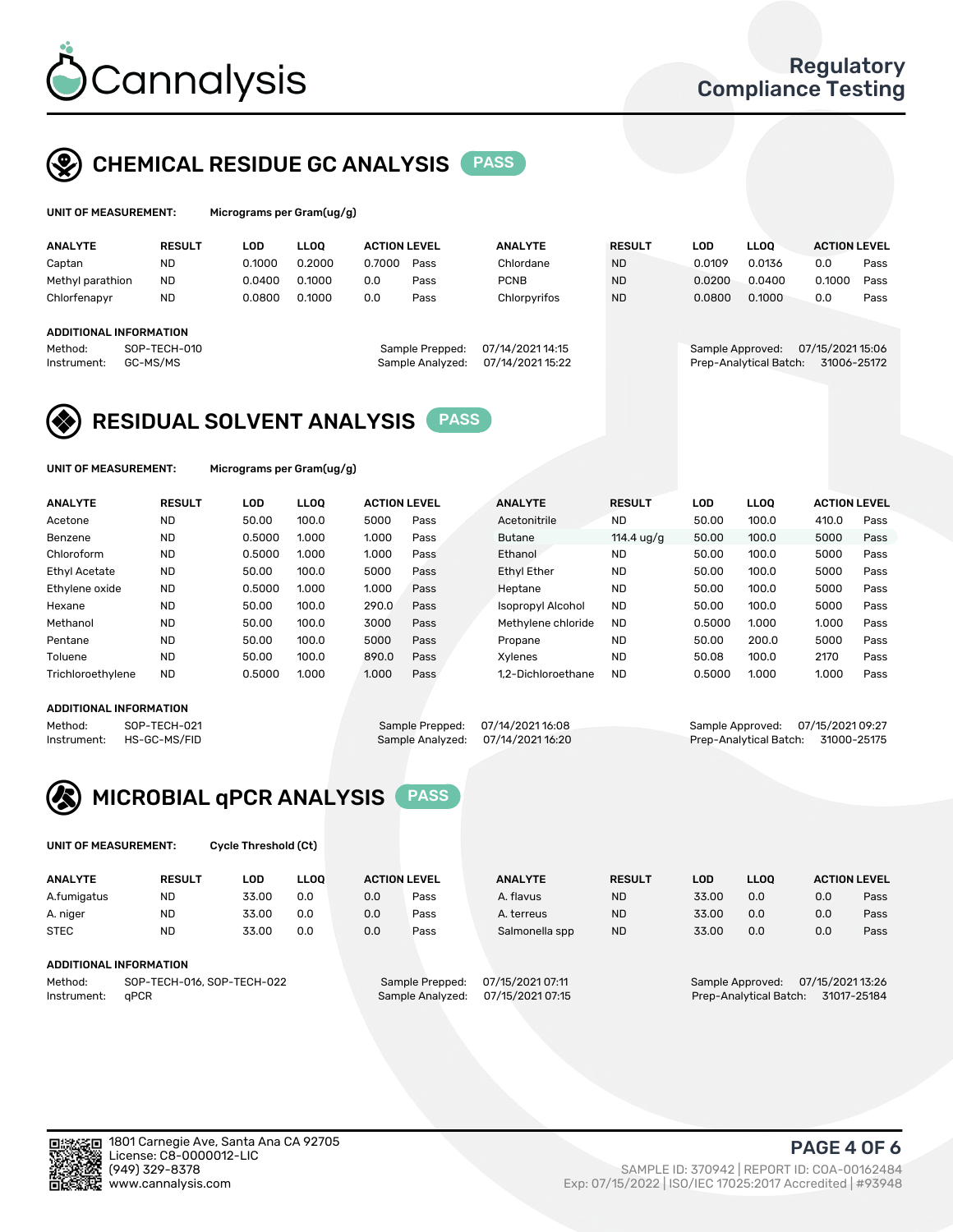# Cannalysis

Regulatory Compliance Testing

## CHEMICAL RESIDUE GC ANALYSIS PASS

**UNIT OF MEASUREMENT:** Micrograms per Gram(ug/g)

| ANALYTE | RESULT | LOD | LLOQ | ACTION LEVEL | | ANALYTE | RESULT | LOD | LLOQ | ACTION LEVEL | |
|---|---|---|---|---|---|---|---|---|---|---|---|
| Captan | ND | 0.1000 | 0.2000 | 0.7000 | Pass | Chlordane | ND | 0.0109 | 0.0136 | 0.0 | Pass |
| Methyl parathion | ND | 0.0400 | 0.1000 | 0.0 | Pass | PCNB | ND | 0.0200 | 0.0400 | 0.1000 | Pass |
| Chlorfenapyr | ND | 0.0800 | 0.1000 | 0.0 | Pass | Chlorpyrifos | ND | 0.0800 | 0.1000 | 0.0 | Pass |

**ADDITIONAL INFORMATION**

Method: SOP-TECH-010
Instrument: GC-MS/MS
Sample Prepped: 07/14/2021 14:15
Sample Analyzed: 07/14/2021 15:22
Sample Approved: 07/15/2021 15:06
Prep-Analytical Batch: 31006-25172

## RESIDUAL SOLVENT ANALYSIS PASS

**UNIT OF MEASUREMENT:** Micrograms per Gram(ug/g)

| ANALYTE | RESULT | LOD | LLOQ | ACTION LEVEL | | ANALYTE | RESULT | LOD | LLOQ | ACTION LEVEL | |
|---|---|---|---|---|---|---|---|---|---|---|---|
| Acetone | ND | 50.00 | 100.0 | 5000 | Pass | Acetonitrile | ND | 50.00 | 100.0 | 410.0 | Pass |
| Benzene | ND | 0.5000 | 1.000 | 1.000 | Pass | Butane | 114.4 ug/g | 50.00 | 100.0 | 5000 | Pass |
| Chloroform | ND | 0.5000 | 1.000 | 1.000 | Pass | Ethanol | ND | 50.00 | 100.0 | 5000 | Pass |
| Ethyl Acetate | ND | 50.00 | 100.0 | 5000 | Pass | Ethyl Ether | ND | 50.00 | 100.0 | 5000 | Pass |
| Ethylene oxide | ND | 0.5000 | 1.000 | 1.000 | Pass | Heptane | ND | 50.00 | 100.0 | 5000 | Pass |
| Hexane | ND | 50.00 | 100.0 | 290.0 | Pass | Isopropyl Alcohol | ND | 50.00 | 100.0 | 5000 | Pass |
| Methanol | ND | 50.00 | 100.0 | 3000 | Pass | Methylene chloride | ND | 0.5000 | 1.000 | 1.000 | Pass |
| Pentane | ND | 50.00 | 100.0 | 5000 | Pass | Propane | ND | 50.00 | 200.0 | 5000 | Pass |
| Toluene | ND | 50.00 | 100.0 | 890.0 | Pass | Xylenes | ND | 50.08 | 100.0 | 2170 | Pass |
| Trichloroethylene | ND | 0.5000 | 1.000 | 1.000 | Pass | 1,2-Dichloroethane | ND | 0.5000 | 1.000 | 1.000 | Pass |

**ADDITIONAL INFORMATION**

Method: SOP-TECH-021
Instrument: HS-GC-MS/FID
Sample Prepped: 07/14/2021 16:08
Sample Analyzed: 07/14/2021 16:20
Sample Approved: 07/15/2021 09:27
Prep-Analytical Batch: 31000-25175

## MICROBIAL qPCR ANALYSIS PASS

**UNIT OF MEASUREMENT:** Cycle Threshold (Ct)

| ANALYTE | RESULT | LOD | LLOQ | ACTION LEVEL | | ANALYTE | RESULT | LOD | LLOQ | ACTION LEVEL | |
|---|---|---|---|---|---|---|---|---|---|---|---|
| A.fumigatus | ND | 33.00 | 0.0 | 0.0 | Pass | A. flavus | ND | 33.00 | 0.0 | 0.0 | Pass |
| A. niger | ND | 33.00 | 0.0 | 0.0 | Pass | A. terreus | ND | 33.00 | 0.0 | 0.0 | Pass |
| STEC | ND | 33.00 | 0.0 | 0.0 | Pass | Salmonella spp | ND | 33.00 | 0.0 | 0.0 | Pass |

**ADDITIONAL INFORMATION**

Method: SOP-TECH-016, SOP-TECH-022
Instrument: qPCR
Sample Prepped: 07/15/2021 07:11
Sample Analyzed: 07/15/2021 07:15
Sample Approved: 07/15/2021 13:26
Prep-Analytical Batch: 31017-25184

1801 Carnegie Ave, Santa Ana CA 92705
License: C8-0000012-LIC
(949) 329-8378
www.cannalysis.com

SAMPLE ID: 370942 | REPORT ID: COA-00162484
Exp: 07/15/2022 | ISO/IEC 17025:2017 Accredited | #93948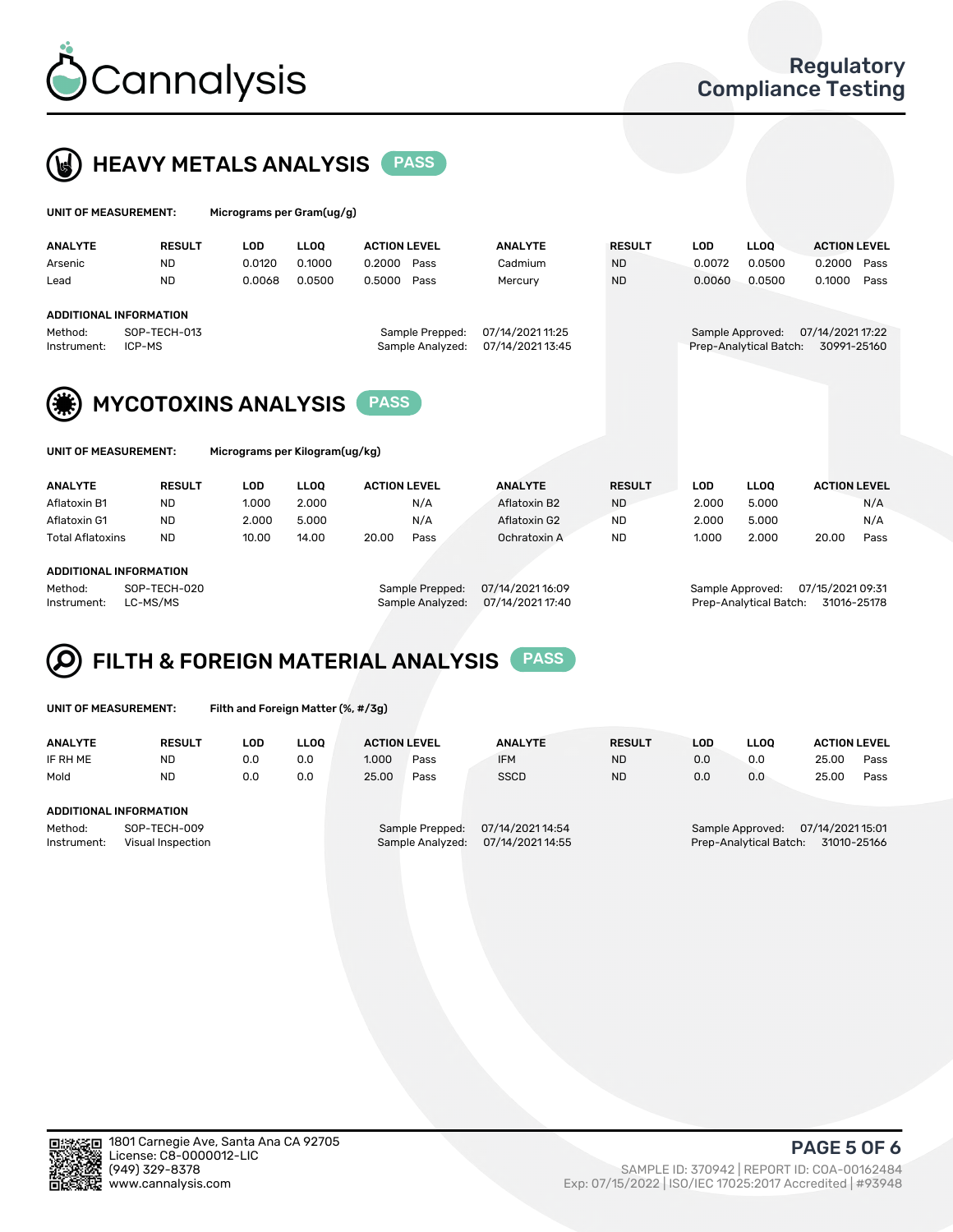# Cannalysis

## Regulatory Compliance Testing

## HEAVY METALS ANALYSIS PASS

**UNIT OF MEASUREMENT:** Micrograms per Gram(ug/g)

| ANALYTE | RESULT | LOD | LLOQ | ACTION LEVEL | | ANALYTE | RESULT | LOD | LLOQ | ACTION LEVEL | |
|---|---|---|---|---|---|---|---|---|---|---|---|
| Arsenic | ND | 0.0120 | 0.1000 | 0.2000 | Pass | Cadmium | ND | 0.0072 | 0.0500 | 0.2000 | Pass |
| Lead | ND | 0.0068 | 0.0500 | 0.5000 | Pass | Mercury | ND | 0.0060 | 0.0500 | 0.1000 | Pass |

**ADDITIONAL INFORMATION**

Method: SOP-TECH-013
Instrument: ICP-MS
Sample Prepped: 07/14/2021 11:25
Sample Analyzed: 07/14/2021 13:45
Sample Approved: 07/14/2021 17:22
Prep-Analytical Batch: 30991-25160

## MYCOTOXINS ANALYSIS PASS

**UNIT OF MEASUREMENT:** Micrograms per Kilogram(ug/kg)

| ANALYTE | RESULT | LOD | LLOQ | ACTION LEVEL | | ANALYTE | RESULT | LOD | LLOQ | ACTION LEVEL | |
|---|---|---|---|---|---|---|---|---|---|---|---|
| Aflatoxin B1 | ND | 1.000 | 2.000 | | N/A | Aflatoxin B2 | ND | 2.000 | 5.000 | | N/A |
| Aflatoxin G1 | ND | 2.000 | 5.000 | | N/A | Aflatoxin G2 | ND | 2.000 | 5.000 | | N/A |
| Total Aflatoxins | ND | 10.00 | 14.00 | 20.00 | Pass | Ochratoxin A | ND | 1.000 | 2.000 | 20.00 | Pass |

**ADDITIONAL INFORMATION**

Method: SOP-TECH-020
Instrument: LC-MS/MS
Sample Prepped: 07/14/2021 16:09
Sample Analyzed: 07/14/2021 17:40
Sample Approved: 07/15/2021 09:31
Prep-Analytical Batch: 31016-25178

## FILTH & FOREIGN MATERIAL ANALYSIS PASS

**UNIT OF MEASUREMENT:** Filth and Foreign Matter (%, #/3g)

| ANALYTE | RESULT | LOD | LLOQ | ACTION LEVEL | | ANALYTE | RESULT | LOD | LLOQ | ACTION LEVEL | |
|---|---|---|---|---|---|---|---|---|---|---|---|
| IF RH ME | ND | 0.0 | 0.0 | 1.000 | Pass | IFM | ND | 0.0 | 0.0 | 25.00 | Pass |
| Mold | ND | 0.0 | 0.0 | 25.00 | Pass | SSCD | ND | 0.0 | 0.0 | 25.00 | Pass |

**ADDITIONAL INFORMATION**

Method: SOP-TECH-009
Instrument: Visual Inspection
Sample Prepped: 07/14/2021 14:54
Sample Analyzed: 07/14/2021 14:55
Sample Approved: 07/14/2021 15:01
Prep-Analytical Batch: 31010-25166

1801 Carnegie Ave, Santa Ana CA 92705
License: C8-0000012-LIC
(949) 329-8378
www.cannalysis.com

SAMPLE ID: 370942 | REPORT ID: COA-00162484
Exp: 07/15/2022 | ISO/IEC 17025:2017 Accredited | #93948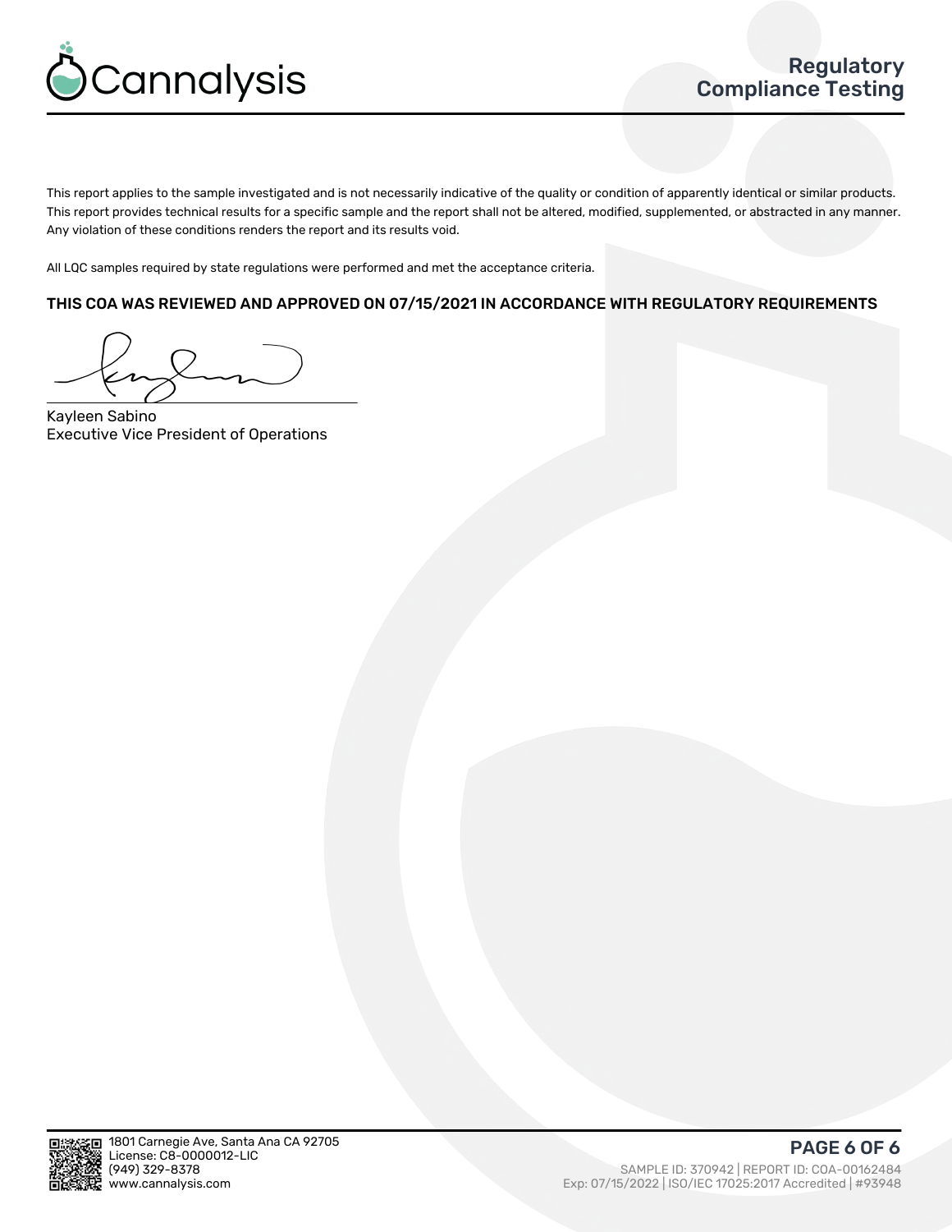This report applies to the sample investigated and is not necessarily indicative of the quality or condition of apparently identical or similar products. This report provides technical results for a specific sample and the report shall not be altered, modified, supplemented, or abstracted in any manner. Any violation of these conditions renders the report and its results void.

All LQC samples required by state regulations were performed and met the acceptance criteria.

**THIS COA WAS REVIEWED AND APPROVED ON 07/15/2021 IN ACCORDANCE WITH REGULATORY REQUIREMENTS**

Kayleen Sabino
Executive Vice President of Operations